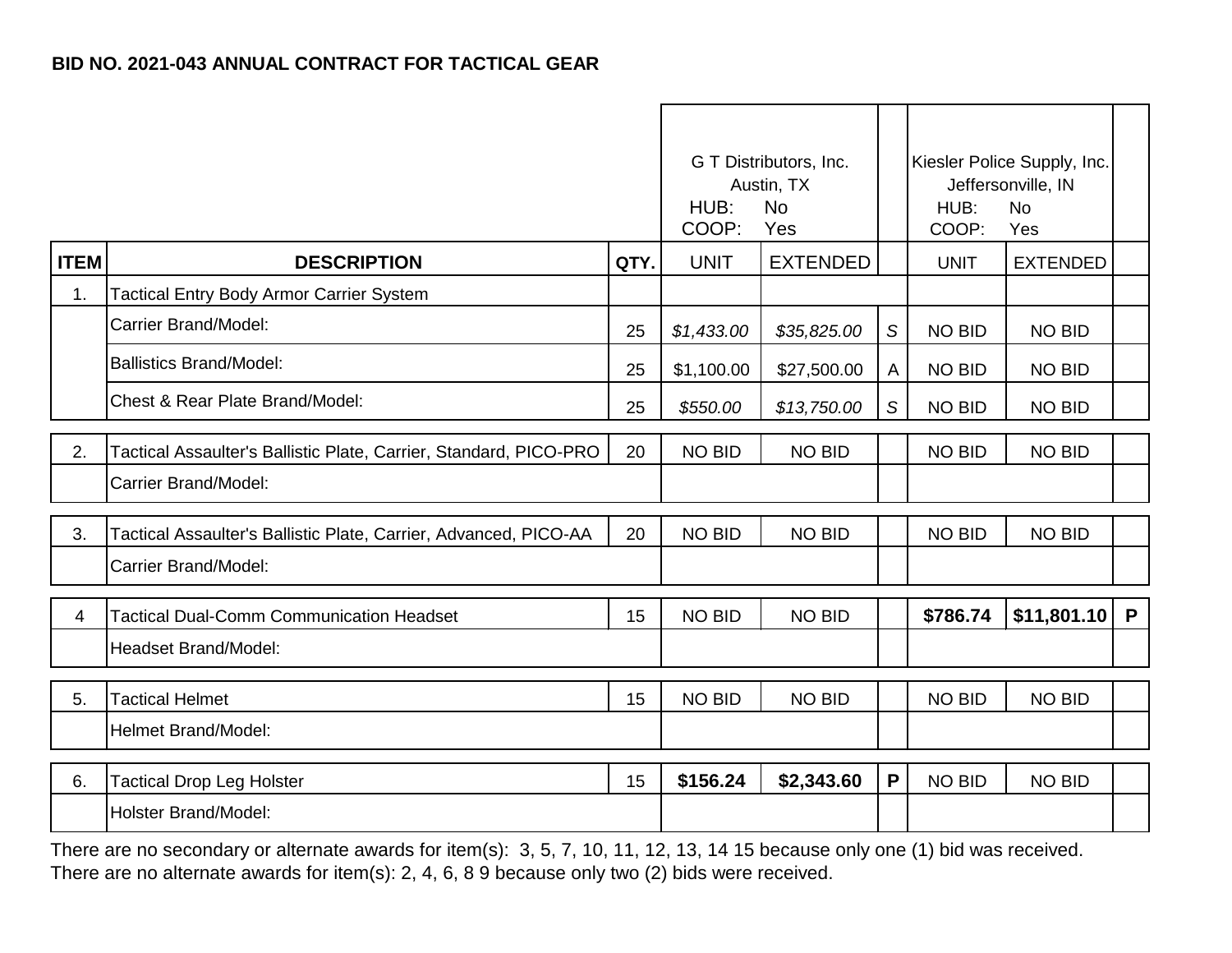**BID NO. 2021-043 ANNUAL CONTRACT FOR TACTICAL GEAR**

| | | | G T Distributors, Inc. Austin, TX HUB: No COOP: Yes | | | Kiesler Police Supply, Inc. Jeffersonville, IN HUB: No COOP: Yes | | |
|---|---|---|---|---|---|---|---|---|
| **ITEM** | **DESCRIPTION** | **QTY.** | UNIT | EXTENDED | | UNIT | EXTENDED | |
| 1. | Tactical Entry Body Armor Carrier System | | | | | | | |
| | Carrier Brand/Model: | 25 | *$1,433.00* | *$35,825.00* | *S* | NO BID | NO BID | |
| | Ballistics Brand/Model: | 25 | $1,100.00 | $27,500.00 | A | NO BID | NO BID | |
| | Chest & Rear Plate Brand/Model: | 25 | *$550.00* | *$13,750.00* | *S* | NO BID | NO BID | |
| 2. | Tactical Assaulter's Ballistic Plate, Carrier, Standard, PICO-PRO | 20 | NO BID | NO BID | | NO BID | NO BID | |
| | Carrier Brand/Model: | | | | | | | |
| 3. | Tactical Assaulter's Ballistic Plate, Carrier, Advanced, PICO-AA | 20 | NO BID | NO BID | | NO BID | NO BID | |
| | Carrier Brand/Model: | | | | | | | |
| 4 | Tactical Dual-Comm Communication Headset | 15 | NO BID | NO BID | | **$786.74** | **$11,801.10** | **P** |
| | Headset Brand/Model: | | | | | | | |
| 5. | Tactical Helmet | 15 | NO BID | NO BID | | NO BID | NO BID | |
| | Helmet Brand/Model: | | | | | | | |
| 6. | Tactical Drop Leg Holster | 15 | **$156.24** | **$2,343.60** | **P** | NO BID | NO BID | |
| | Holster Brand/Model: | | | | | | | |

There are no secondary or alternate awards for item(s): 3, 5, 7, 10, 11, 12, 13, 14 15 because only one (1) bid was received.
There are no alternate awards for item(s): 2, 4, 6, 8 9 because only two (2) bids were received.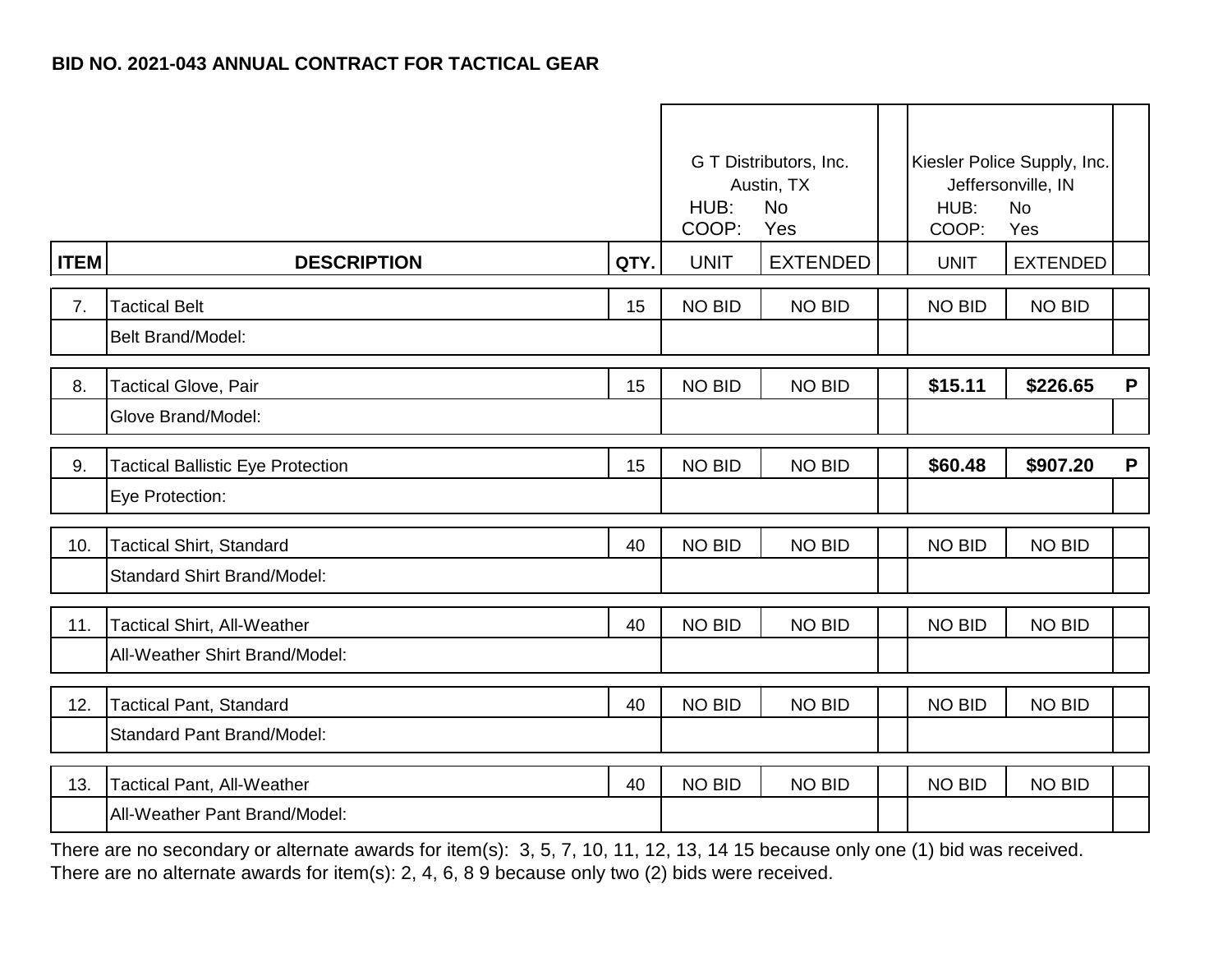**BID NO. 2021-043 ANNUAL CONTRACT FOR TACTICAL GEAR**

| | | | G T Distributors, Inc.<br>Austin, TX<br>HUB: No<br>COOP: Yes | | | Kiesler Police Supply, Inc.<br>Jeffersonville, IN<br>HUB: No<br>COOP: Yes | | |
|---|---|---|---|---|---|---|---|---|
| **ITEM** | **DESCRIPTION** | **QTY.** | UNIT | EXTENDED | | UNIT | EXTENDED | |
| 7. | Tactical Belt | 15 | NO BID | NO BID | | NO BID | NO BID | |
| | Belt Brand/Model: | | | | | | | |
| 8. | Tactical Glove, Pair | 15 | NO BID | NO BID | | **$15.11** | **$226.65** | **P** |
| | Glove Brand/Model: | | | | | | | |
| 9. | Tactical Ballistic Eye Protection | 15 | NO BID | NO BID | | **$60.48** | **$907.20** | **P** |
| | Eye Protection: | | | | | | | |
| 10. | Tactical Shirt, Standard | 40 | NO BID | NO BID | | NO BID | NO BID | |
| | Standard Shirt Brand/Model: | | | | | | | |
| 11. | Tactical Shirt, All-Weather | 40 | NO BID | NO BID | | NO BID | NO BID | |
| | All-Weather Shirt Brand/Model: | | | | | | | |
| 12. | Tactical Pant, Standard | 40 | NO BID | NO BID | | NO BID | NO BID | |
| | Standard Pant Brand/Model: | | | | | | | |
| 13. | Tactical Pant, All-Weather | 40 | NO BID | NO BID | | NO BID | NO BID | |
| | All-Weather Pant Brand/Model: | | | | | | | |

There are no secondary or alternate awards for item(s): 3, 5, 7, 10, 11, 12, 13, 14 15 because only one (1) bid was received.
There are no alternate awards for item(s): 2, 4, 6, 8 9 because only two (2) bids were received.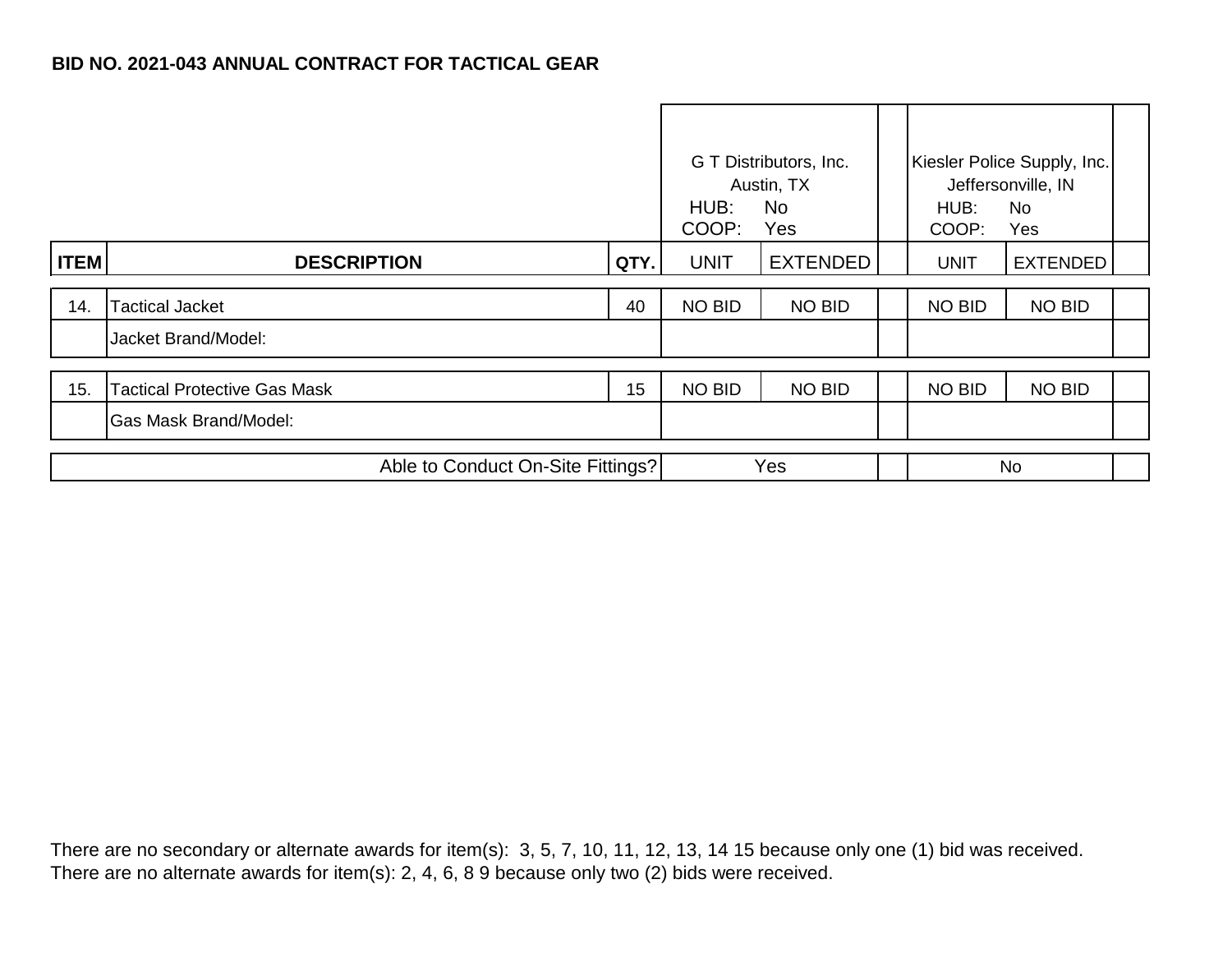**BID NO. 2021-043 ANNUAL CONTRACT FOR TACTICAL GEAR**

| ITEM | DESCRIPTION | QTY. | G T Distributors, Inc. Austin, TX HUB: No COOP: Yes | | | Kiesler Police Supply, Inc. Jeffersonville, IN HUB: No COOP: Yes | | |
|---|---|---|---|---|---|---|---|---|
| | | | UNIT | EXTENDED | | UNIT | EXTENDED | |
| 14. | Tactical Jacket | 40 | NO BID | NO BID | | NO BID | NO BID | |
| | Jacket Brand/Model: | | | | | | | |
| 15. | Tactical Protective Gas Mask | 15 | NO BID | NO BID | | NO BID | NO BID | |
| | Gas Mask Brand/Model: | | | | | | | |
| | Able to Conduct On-Site Fittings? | | Yes | | | No | | |

There are no secondary or alternate awards for item(s): 3, 5, 7, 10, 11, 12, 13, 14 15 because only one (1) bid was received.
There are no alternate awards for item(s): 2, 4, 6, 8 9 because only two (2) bids were received.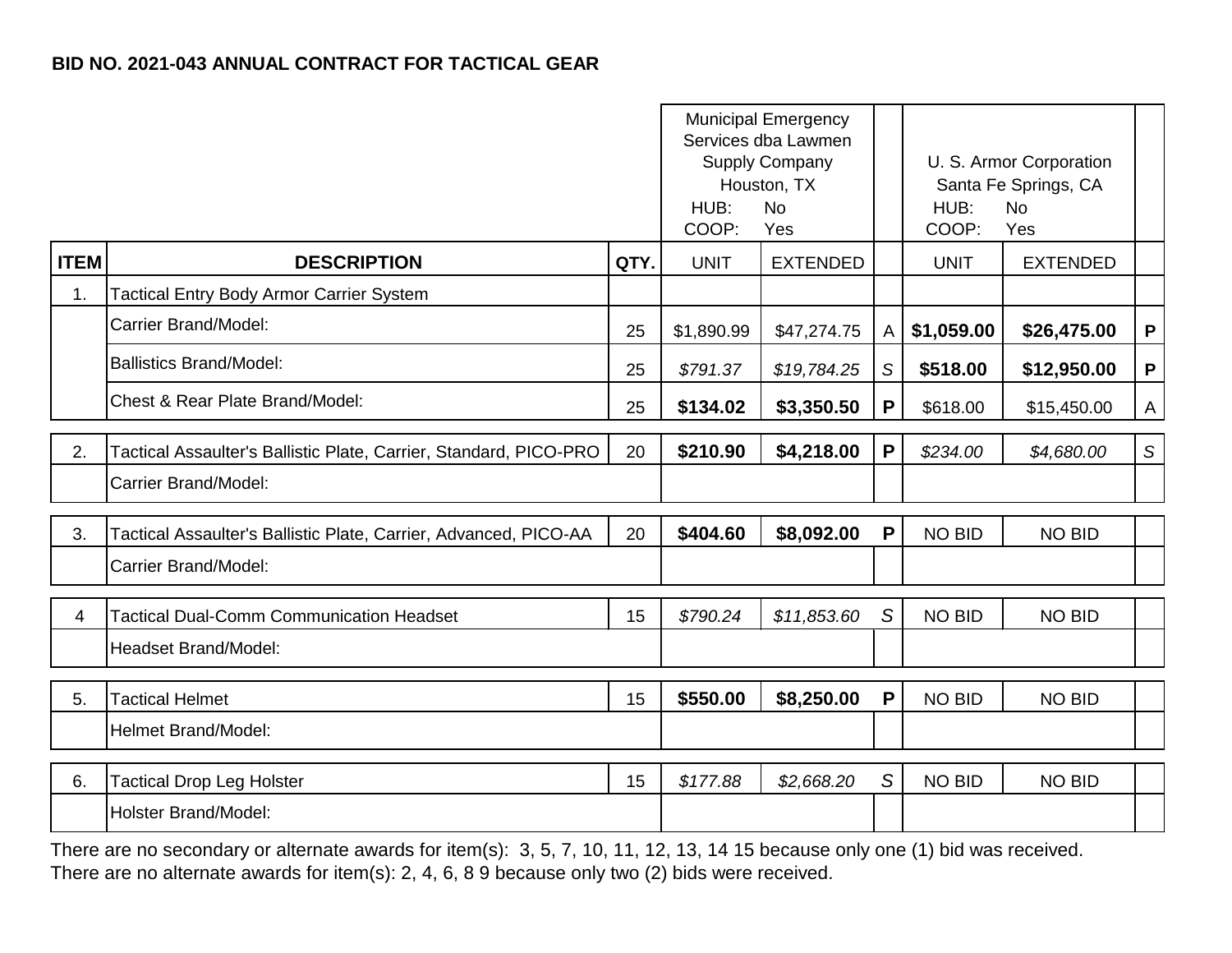**BID NO. 2021-043 ANNUAL CONTRACT FOR TACTICAL GEAR**

| ITEM | DESCRIPTION | QTY. | Municipal Emergency Services dba Lawmen Supply Company, Houston, TX (HUB: No, COOP: Yes) UNIT | EXTENDED | | U. S. Armor Corporation, Santa Fe Springs, CA (HUB: No, COOP: Yes) UNIT | EXTENDED | |
|---|---|---|---|---|---|---|---|---|
| 1. | Tactical Entry Body Armor Carrier System | | | | | | | |
| | Carrier Brand/Model: | 25 | $1,890.99 | $47,274.75 | A | **$1,059.00** | **$26,475.00** | **P** |
| | Ballistics Brand/Model: | 25 | *$791.37* | *$19,784.25* | *S* | **$518.00** | **$12,950.00** | **P** |
| | Chest & Rear Plate Brand/Model: | 25 | **$134.02** | **$3,350.50** | **P** | $618.00 | $15,450.00 | A |
| 2. | Tactical Assaulter's Ballistic Plate, Carrier, Standard, PICO-PRO | 20 | **$210.90** | **$4,218.00** | **P** | *$234.00* | *$4,680.00* | *S* |
| | Carrier Brand/Model: | | | | | | | |
| 3. | Tactical Assaulter's Ballistic Plate, Carrier, Advanced, PICO-AA | 20 | **$404.60** | **$8,092.00** | **P** | NO BID | NO BID | |
| | Carrier Brand/Model: | | | | | | | |
| 4 | Tactical Dual-Comm Communication Headset | 15 | *$790.24* | *$11,853.60* | *S* | NO BID | NO BID | |
| | Headset Brand/Model: | | | | | | | |
| 5. | Tactical Helmet | 15 | **$550.00** | **$8,250.00** | **P** | NO BID | NO BID | |
| | Helmet Brand/Model: | | | | | | | |
| 6. | Tactical Drop Leg Holster | 15 | *$177.88* | *$2,668.20* | *S* | NO BID | NO BID | |
| | Holster Brand/Model: | | | | | | | |

There are no secondary or alternate awards for item(s): 3, 5, 7, 10, 11, 12, 13, 14 15 because only one (1) bid was received.
There are no alternate awards for item(s): 2, 4, 6, 8 9 because only two (2) bids were received.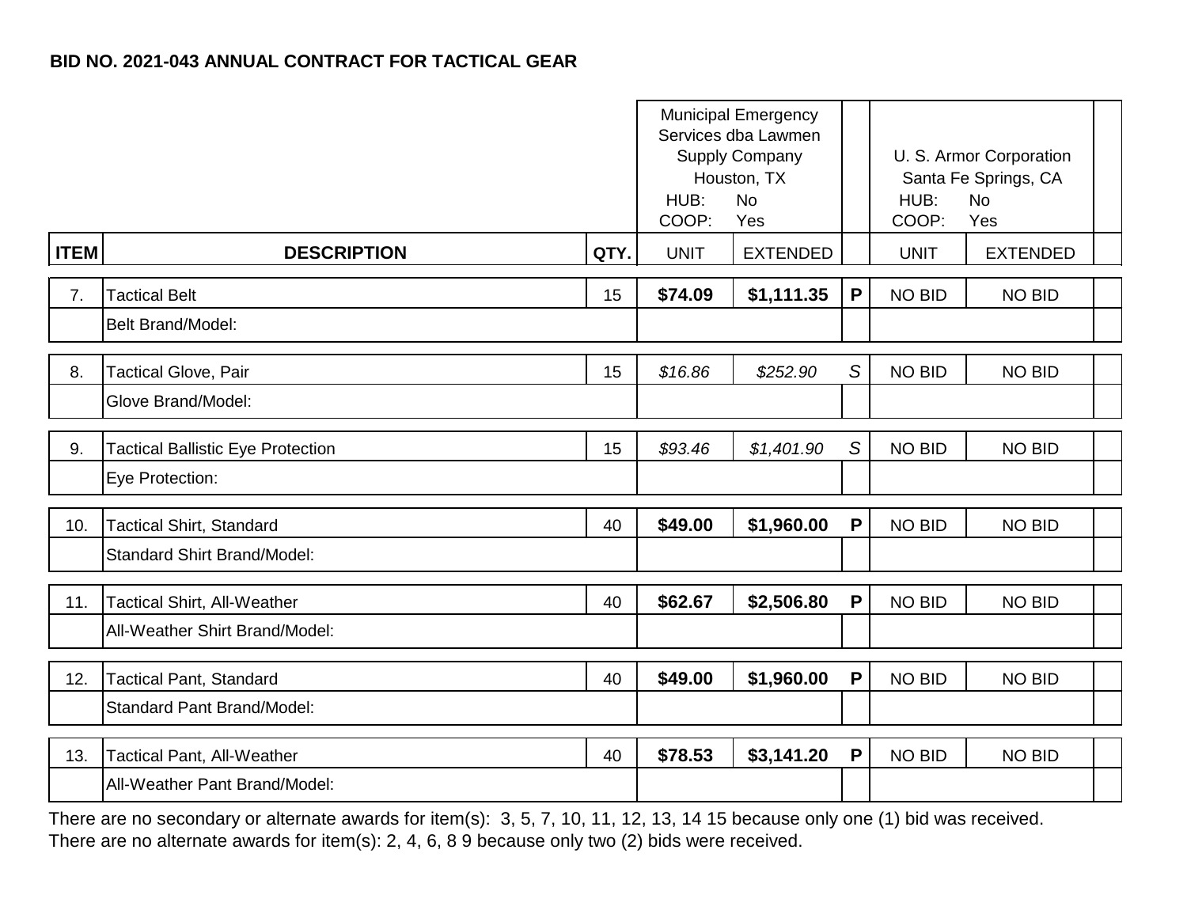**BID NO. 2021-043 ANNUAL CONTRACT FOR TACTICAL GEAR**

| | | | Municipal Emergency Services dba Lawmen Supply Company Houston, TX HUB: No COOP: Yes | | | U. S. Armor Corporation Santa Fe Springs, CA HUB: No COOP: Yes | | |
|---|---|---|---|---|---|---|---|---|
| **ITEM** | **DESCRIPTION** | **QTY.** | UNIT | EXTENDED | | UNIT | EXTENDED | |
| 7. | Tactical Belt | 15 | **$74.09** | **$1,111.35** | **P** | NO BID | NO BID | |
| | Belt Brand/Model: | | | | | | | |
| 8. | Tactical Glove, Pair | 15 | *$16.86* | *$252.90* | *S* | NO BID | NO BID | |
| | Glove Brand/Model: | | | | | | | |
| 9. | Tactical Ballistic Eye Protection | 15 | *$93.46* | *$1,401.90* | *S* | NO BID | NO BID | |
| | Eye Protection: | | | | | | | |
| 10. | Tactical Shirt, Standard | 40 | **$49.00** | **$1,960.00** | **P** | NO BID | NO BID | |
| | Standard Shirt Brand/Model: | | | | | | | |
| 11. | Tactical Shirt, All-Weather | 40 | **$62.67** | **$2,506.80** | **P** | NO BID | NO BID | |
| | All-Weather Shirt Brand/Model: | | | | | | | |
| 12. | Tactical Pant, Standard | 40 | **$49.00** | **$1,960.00** | **P** | NO BID | NO BID | |
| | Standard Pant Brand/Model: | | | | | | | |
| 13. | Tactical Pant, All-Weather | 40 | **$78.53** | **$3,141.20** | **P** | NO BID | NO BID | |
| | All-Weather Pant Brand/Model: | | | | | | | |

There are no secondary or alternate awards for item(s): 3, 5, 7, 10, 11, 12, 13, 14 15 because only one (1) bid was received.
There are no alternate awards for item(s): 2, 4, 6, 8 9 because only two (2) bids were received.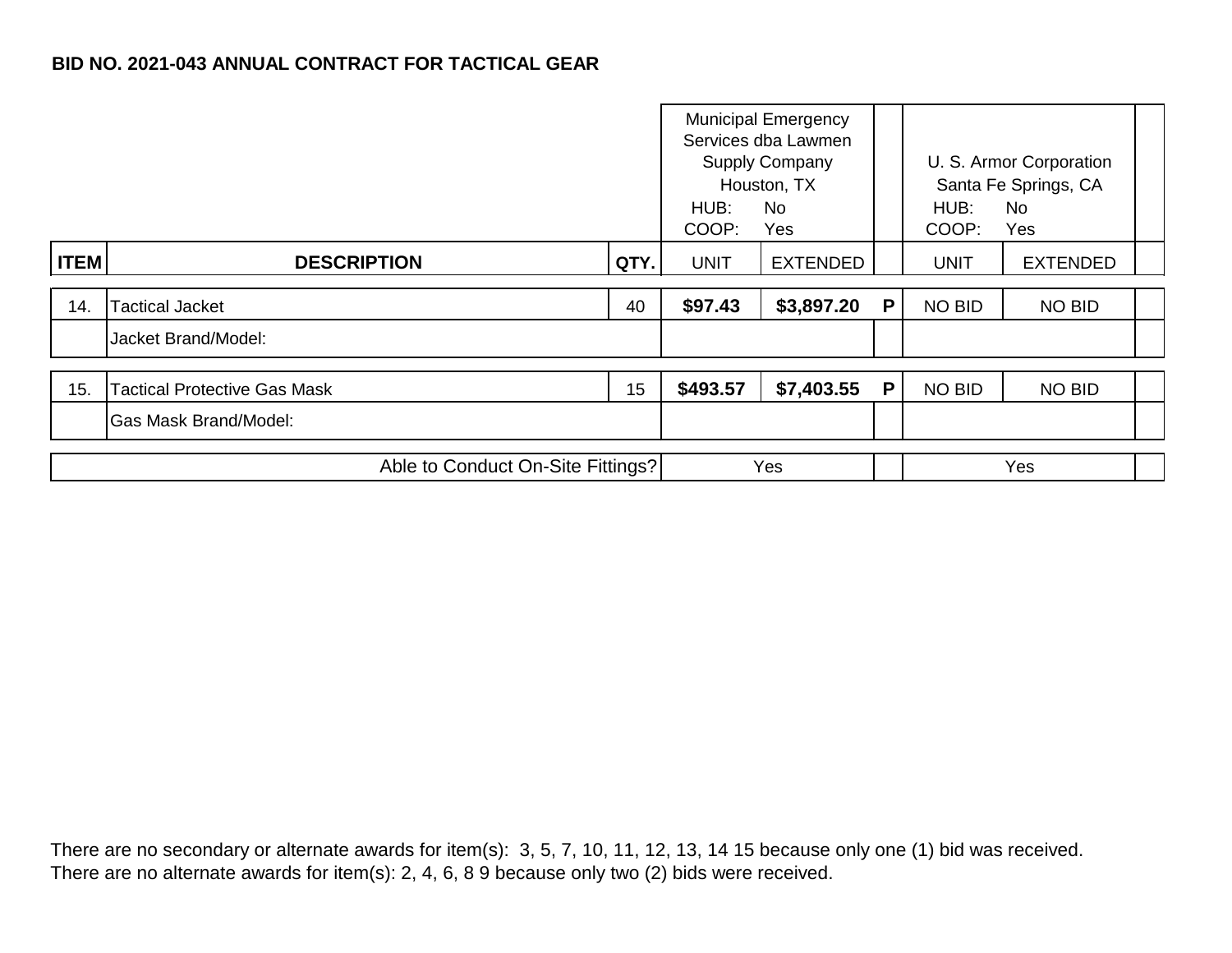**BID NO. 2021-043 ANNUAL CONTRACT FOR TACTICAL GEAR**

| ITEM | DESCRIPTION | QTY. | Municipal Emergency Services dba Lawmen Supply Company Houston, TX HUB: No COOP: Yes | | | U. S. Armor Corporation Santa Fe Springs, CA HUB: No COOP: Yes | | |
|---|---|---|---|---|---|---|---|---|
| | | | UNIT | EXTENDED | | UNIT | EXTENDED | |
| 14. | Tactical Jacket | 40 | **$97.43** | **$3,897.20** | **P** | NO BID | NO BID | |
| | Jacket Brand/Model: | | | | | | | |
| 15. | Tactical Protective Gas Mask | 15 | **$493.57** | **$7,403.55** | **P** | NO BID | NO BID | |
| | Gas Mask Brand/Model: | | | | | | | |
| | Able to Conduct On-Site Fittings? | | Yes | | | Yes | | |

There are no secondary or alternate awards for item(s): 3, 5, 7, 10, 11, 12, 13, 14 15 because only one (1) bid was received.
There are no alternate awards for item(s): 2, 4, 6, 8 9 because only two (2) bids were received.